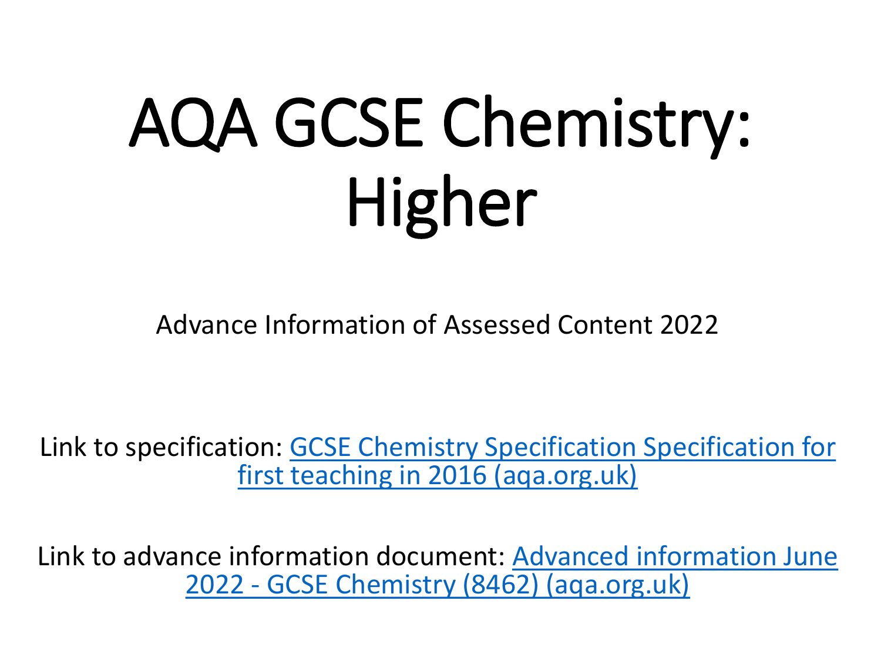# AQA GCSE Chemistry: Higher

Advance Information of Assessed Content 2022

Link to specification: GCSE Chemistry Specification Specification for first teaching in 2016 (aqa.org.uk)

Link to advance information document: Advanced information June 2022 - GCSE Chemistry (8462) (aqa.org.uk)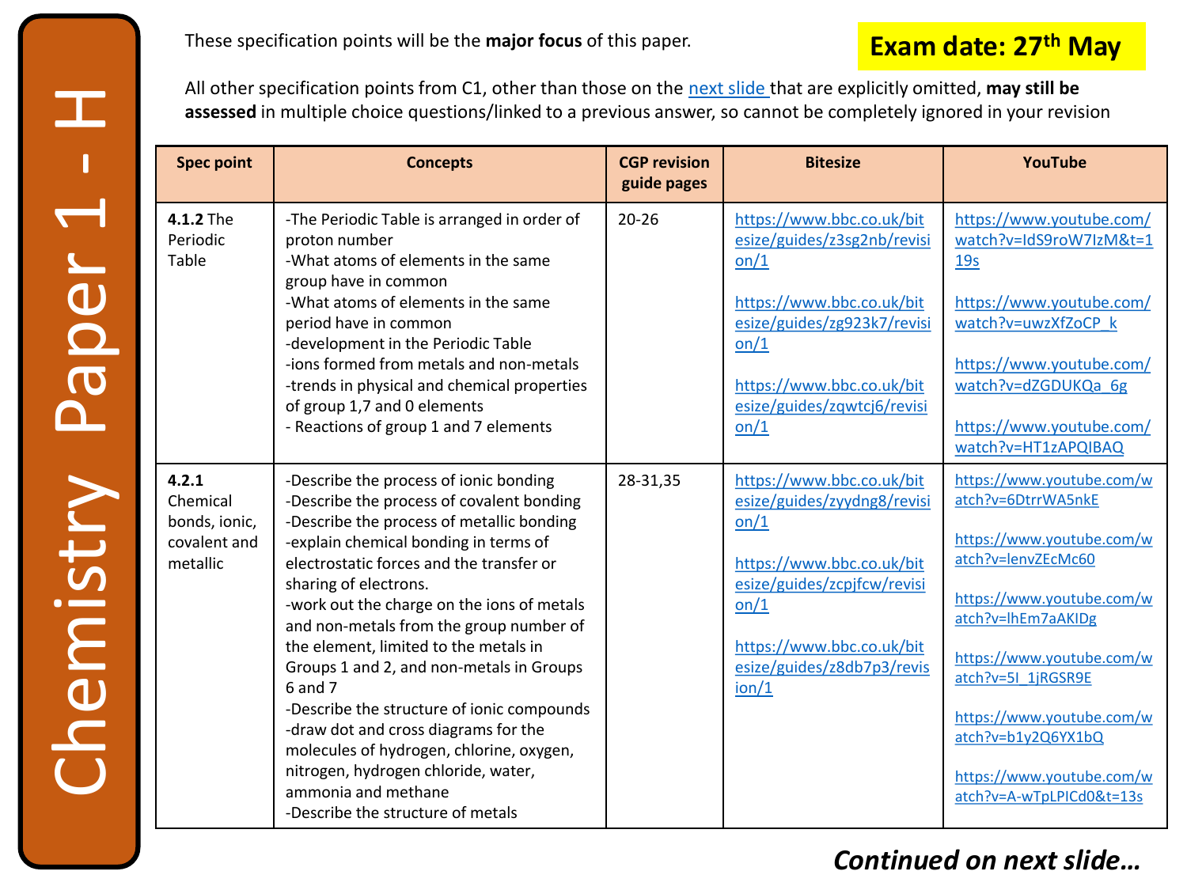# Chemistry Paper 1 - H

These specification points will be the **major focus** of this paper.

**Exam date: 27th May**

All other specification points from C1, other than those on the [next slide](#) that are explicitly omitted, **may still be assessed** in multiple choice questions/linked to a previous answer, so cannot be completely ignored in your revision

| Spec point | Concepts | CGP revision guide pages | Bitesize | YouTube |
|---|---|---|---|---|
| **4.1.2** The Periodic Table | -The Periodic Table is arranged in order of proton number<br>-What atoms of elements in the same group have in common<br>-What atoms of elements in the same period have in common<br>-development in the Periodic Table<br>-ions formed from metals and non-metals<br>-trends in physical and chemical properties of group 1,7 and 0 elements<br>- Reactions of group 1 and 7 elements | 20-26 | https://www.bbc.co.uk/bitesize/guides/z3sg2nb/revision/1<br><br>https://www.bbc.co.uk/bitesize/guides/zg923k7/revision/1<br><br>https://www.bbc.co.uk/bitesize/guides/zqwtcj6/revision/1 | https://www.youtube.com/watch?v=IdS9roW7IzM&t=119s<br><br>https://www.youtube.com/watch?v=uwzXfZoCP_k<br><br>https://www.youtube.com/watch?v=dZGDUKQa_6g<br><br>https://www.youtube.com/watch?v=HT1zAPQIBAQ |
| **4.2.1** Chemical bonds, ionic, covalent and metallic | -Describe the process of ionic bonding<br>-Describe the process of covalent bonding<br>-Describe the process of metallic bonding<br>-explain chemical bonding in terms of electrostatic forces and the transfer or sharing of electrons.<br>-work out the charge on the ions of metals and non-metals from the group number of the element, limited to the metals in Groups 1 and 2, and non-metals in Groups 6 and 7<br>-Describe the structure of ionic compounds<br>-draw dot and cross diagrams for the molecules of hydrogen, chlorine, oxygen, nitrogen, hydrogen chloride, water, ammonia and methane<br>-Describe the structure of metals | 28-31,35 | https://www.bbc.co.uk/bitesize/guides/zyydng8/revision/1<br><br>https://www.bbc.co.uk/bitesize/guides/zcpjfcw/revision/1<br><br>https://www.bbc.co.uk/bitesize/guides/z8db7p3/revision/1 | https://www.youtube.com/watch?v=6DtrrWA5nkE<br><br>https://www.youtube.com/watch?v=lenvZEcMc60<br><br>https://www.youtube.com/watch?v=lhEm7aAKIDg<br><br>https://www.youtube.com/watch?v=5I_1jRGSR9E<br><br>https://www.youtube.com/watch?v=b1y2Q6YX1bQ<br><br>https://www.youtube.com/watch?v=A-wTpLPICd0&t=13s |

***Continued on next slide…***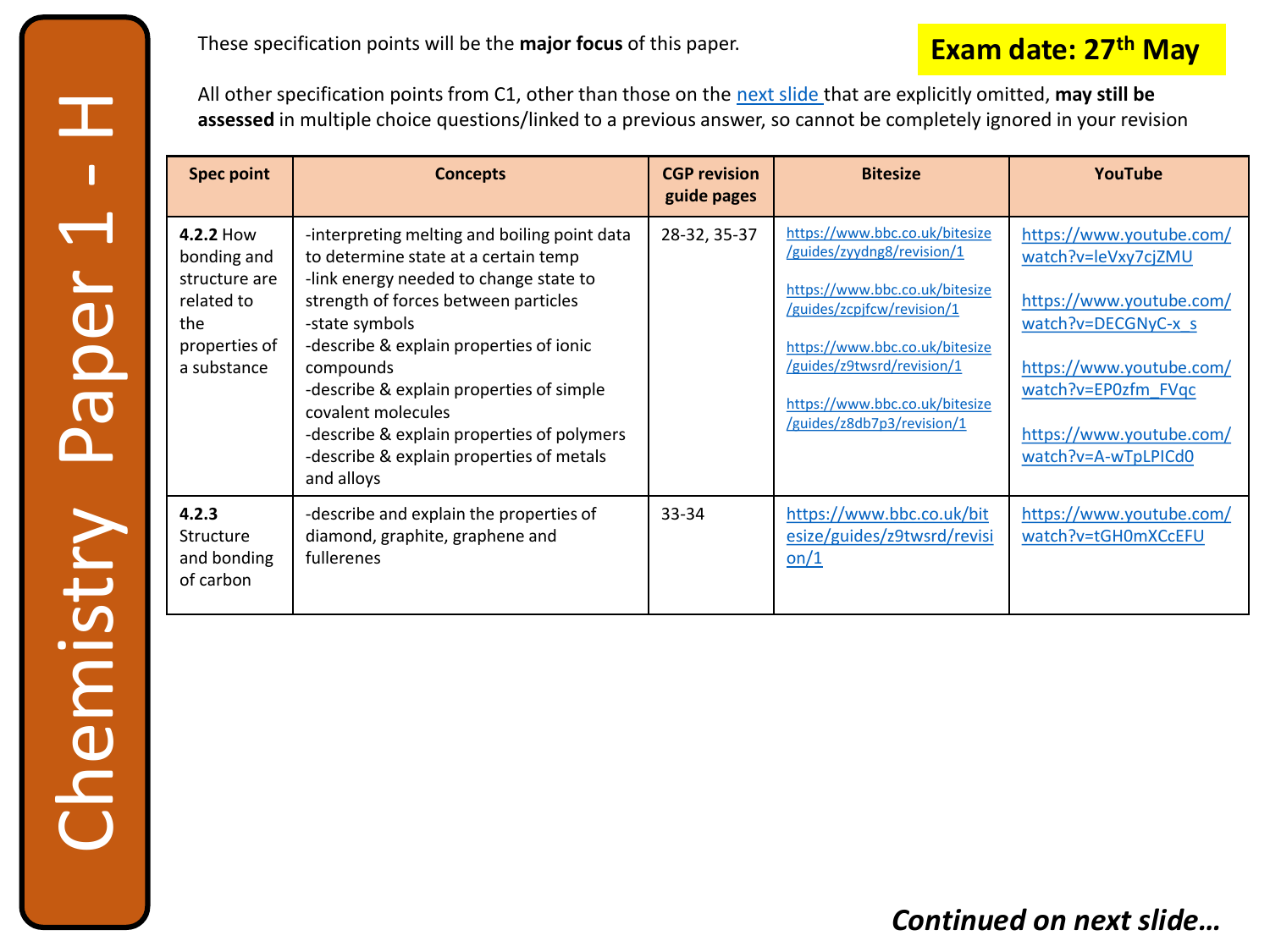# Chemistry Paper 1 - H

**Exam date: 27th May**

These specification points will be the **major focus** of this paper.

All other specification points from C1, other than those on the next slide that are explicitly omitted, **may still be assessed** in multiple choice questions/linked to a previous answer, so cannot be completely ignored in your revision

| Spec point | Concepts | CGP revision guide pages | Bitesize | YouTube |
| --- | --- | --- | --- | --- |
| **4.2.2** How bonding and structure are related to the properties of a substance | -interpreting melting and boiling point data to determine state at a certain temp<br>-link energy needed to change state to strength of forces between particles<br>-state symbols<br>-describe & explain properties of ionic compounds<br>-describe & explain properties of simple covalent molecules<br>-describe & explain properties of polymers<br>-describe & explain properties of metals and alloys | 28-32, 35-37 | https://www.bbc.co.uk/bitesize/guides/zyydng8/revision/1<br><br>https://www.bbc.co.uk/bitesize/guides/zcpjfcw/revision/1<br><br>https://www.bbc.co.uk/bitesize/guides/z9twsrd/revision/1<br><br>https://www.bbc.co.uk/bitesize/guides/z8db7p3/revision/1 | https://www.youtube.com/watch?v=leVxy7cjZMU<br><br>https://www.youtube.com/watch?v=DECGNyC-x_s<br><br>https://www.youtube.com/watch?v=EP0zfm_FVqc<br><br>https://www.youtube.com/watch?v=A-wTpLPICd0 |
| **4.2.3** Structure and bonding of carbon | -describe and explain the properties of diamond, graphite, graphene and fullerenes | 33-34 | https://www.bbc.co.uk/bitesize/guides/z9twsrd/revision/1 | https://www.youtube.com/watch?v=tGH0mXCcEFU |

***Continued on next slide…***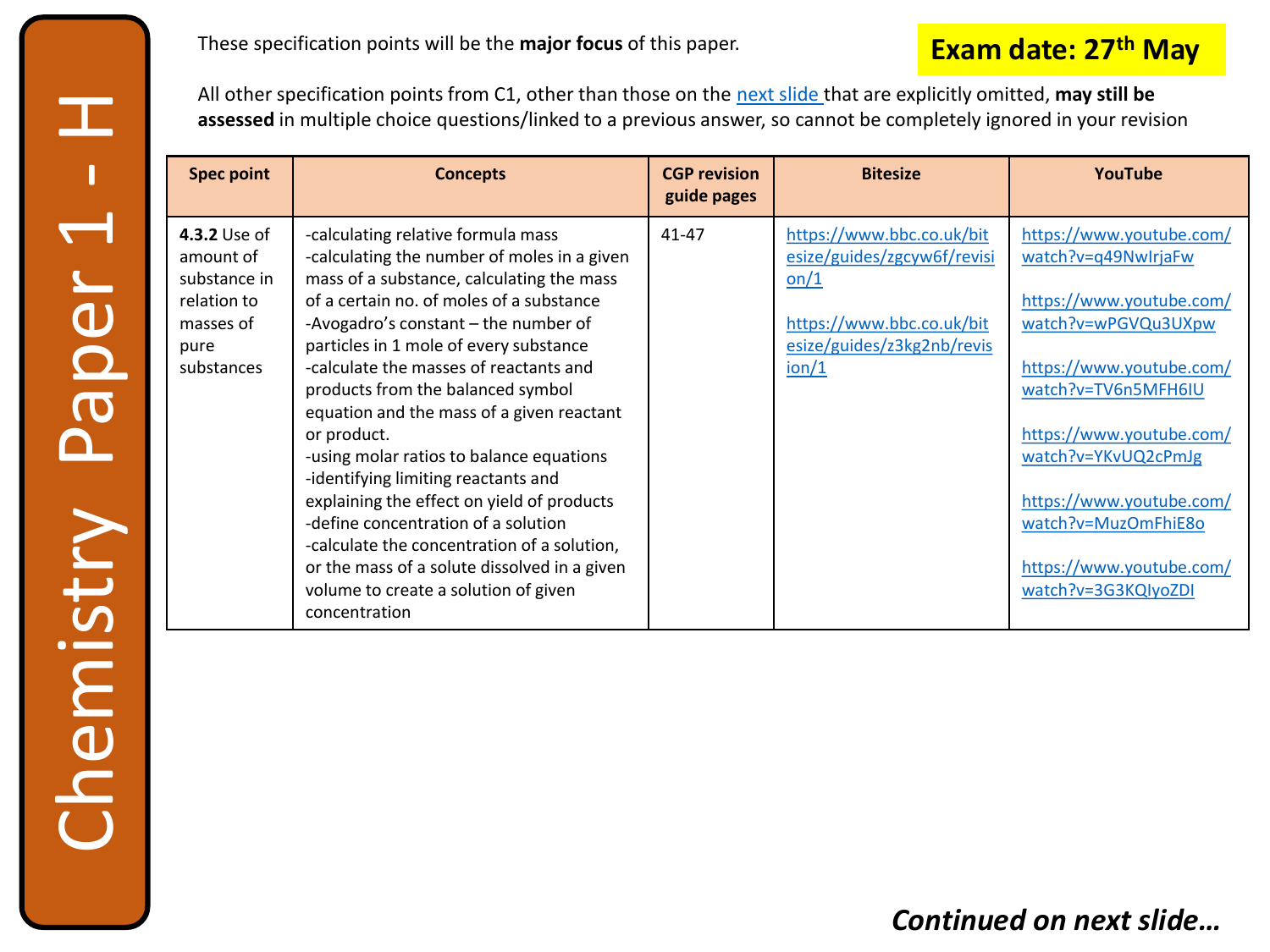# Chemistry Paper 1 - H

**Exam date: 27th May**

These specification points will be the **major focus** of this paper.

All other specification points from C1, other than those on the [next slide](#) that are explicitly omitted, **may still be assessed** in multiple choice questions/linked to a previous answer, so cannot be completely ignored in your revision

| Spec point | Concepts | CGP revision guide pages | Bitesize | YouTube |
|---|---|---|---|---|
| **4.3.2** Use of amount of substance in relation to masses of pure substances | -calculating relative formula mass<br>-calculating the number of moles in a given mass of a substance, calculating the mass of a certain no. of moles of a substance<br>-Avogadro's constant – the number of particles in 1 mole of every substance<br>-calculate the masses of reactants and products from the balanced symbol equation and the mass of a given reactant or product.<br>-using molar ratios to balance equations<br>-identifying limiting reactants and explaining the effect on yield of products<br>-define concentration of a solution<br>-calculate the concentration of a solution, or the mass of a solute dissolved in a given volume to create a solution of given concentration | 41-47 | https://www.bbc.co.uk/bitesize/guides/zgcyw6f/revision/1<br><br>https://www.bbc.co.uk/bitesize/guides/z3kg2nb/revision/1 | https://www.youtube.com/watch?v=q49NwIrjaFw<br><br>https://www.youtube.com/watch?v=wPGVQu3UXpw<br><br>https://www.youtube.com/watch?v=TV6n5MFH6IU<br><br>https://www.youtube.com/watch?v=YKvUQ2cPmJg<br><br>https://www.youtube.com/watch?v=MuzOmFhiE8o<br><br>https://www.youtube.com/watch?v=3G3KQIyoZDI |

***Continued on next slide…***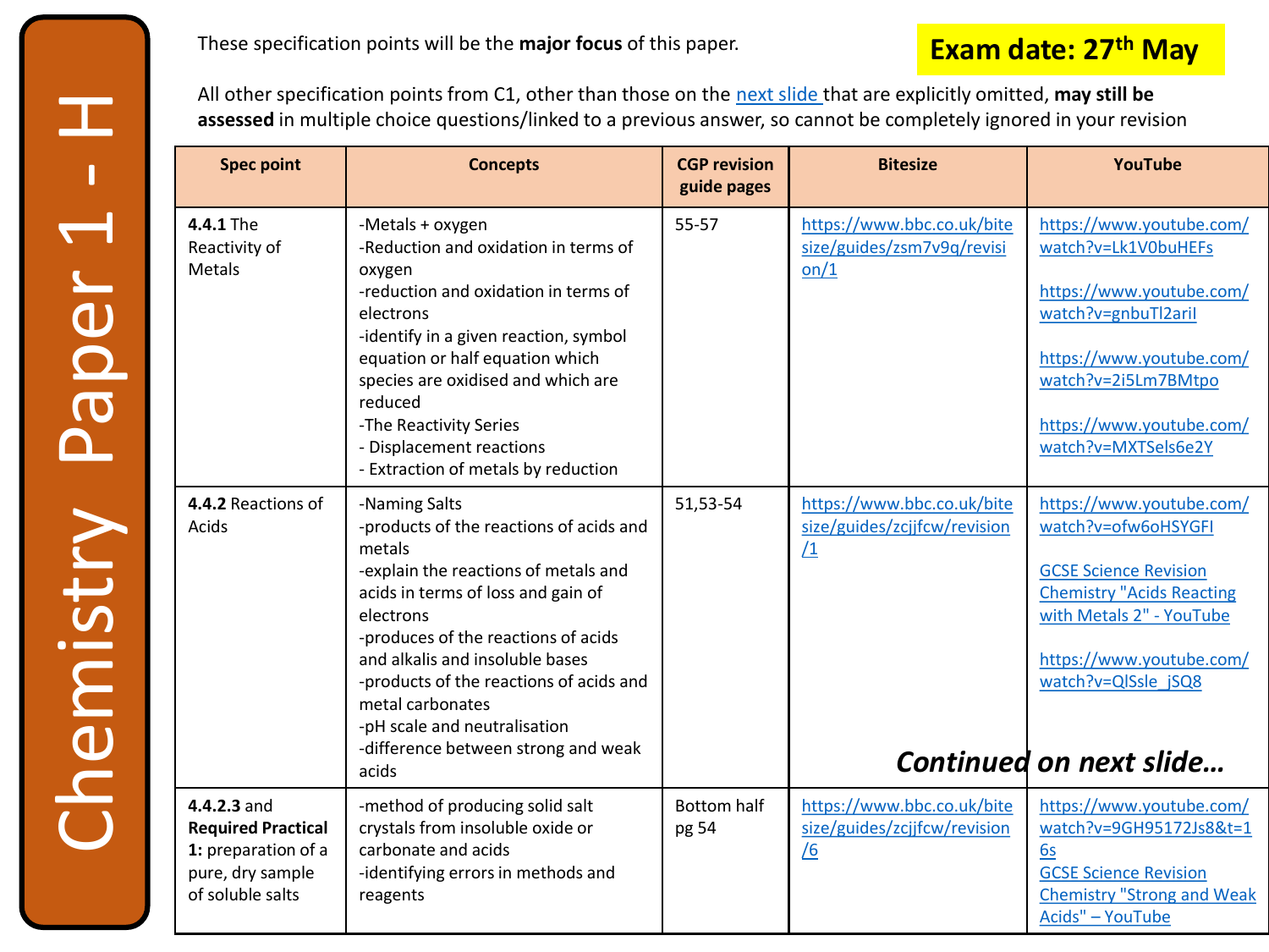# Chemistry Paper 1 - H

**Exam date: 27th May**

These specification points will be the **major focus** of this paper.

All other specification points from C1, other than those on the next slide that are explicitly omitted, **may still be assessed** in multiple choice questions/linked to a previous answer, so cannot be completely ignored in your revision

| Spec point | Concepts | CGP revision guide pages | Bitesize | YouTube |
|---|---|---|---|---|
| **4.4.1** The Reactivity of Metals | -Metals + oxygen<br>-Reduction and oxidation in terms of oxygen<br>-reduction and oxidation in terms of electrons<br>-identify in a given reaction, symbol equation or half equation which species are oxidised and which are reduced<br>-The Reactivity Series<br>- Displacement reactions<br>- Extraction of metals by reduction | 55-57 | https://www.bbc.co.uk/bitesize/guides/zsm7v9q/revision/1 | https://www.youtube.com/watch?v=Lk1V0buHEFs<br><br>https://www.youtube.com/watch?v=gnbuTl2ariI<br><br>https://www.youtube.com/watch?v=2i5Lm7BMtpo<br><br>https://www.youtube.com/watch?v=MXTSels6e2Y |
| **4.4.2** Reactions of Acids | -Naming Salts<br>-products of the reactions of acids and metals<br>-explain the reactions of metals and acids in terms of loss and gain of electrons<br>-produces of the reactions of acids and alkalis and insoluble bases<br>-products of the reactions of acids and metal carbonates<br>-pH scale and neutralisation<br>-difference between strong and weak acids | 51,53-54 | https://www.bbc.co.uk/bitesize/guides/zcjjfcw/revision/1 | https://www.youtube.com/watch?v=ofw6oHSYGFI<br><br>GCSE Science Revision Chemistry "Acids Reacting with Metals 2" - YouTube<br><br>https://www.youtube.com/watch?v=QlSsle_jSQ8 |
| **4.4.2.3** and **Required Practical 1:** preparation of a pure, dry sample of soluble salts | -method of producing solid salt crystals from insoluble oxide or carbonate and acids<br>-identifying errors in methods and reagents | Bottom half pg 54 | https://www.bbc.co.uk/bitesize/guides/zcjjfcw/revision/6 | https://www.youtube.com/watch?v=9GH95172Js8&t=16s<br>GCSE Science Revision Chemistry "Strong and Weak Acids" – YouTube |

***Continued on next slide…***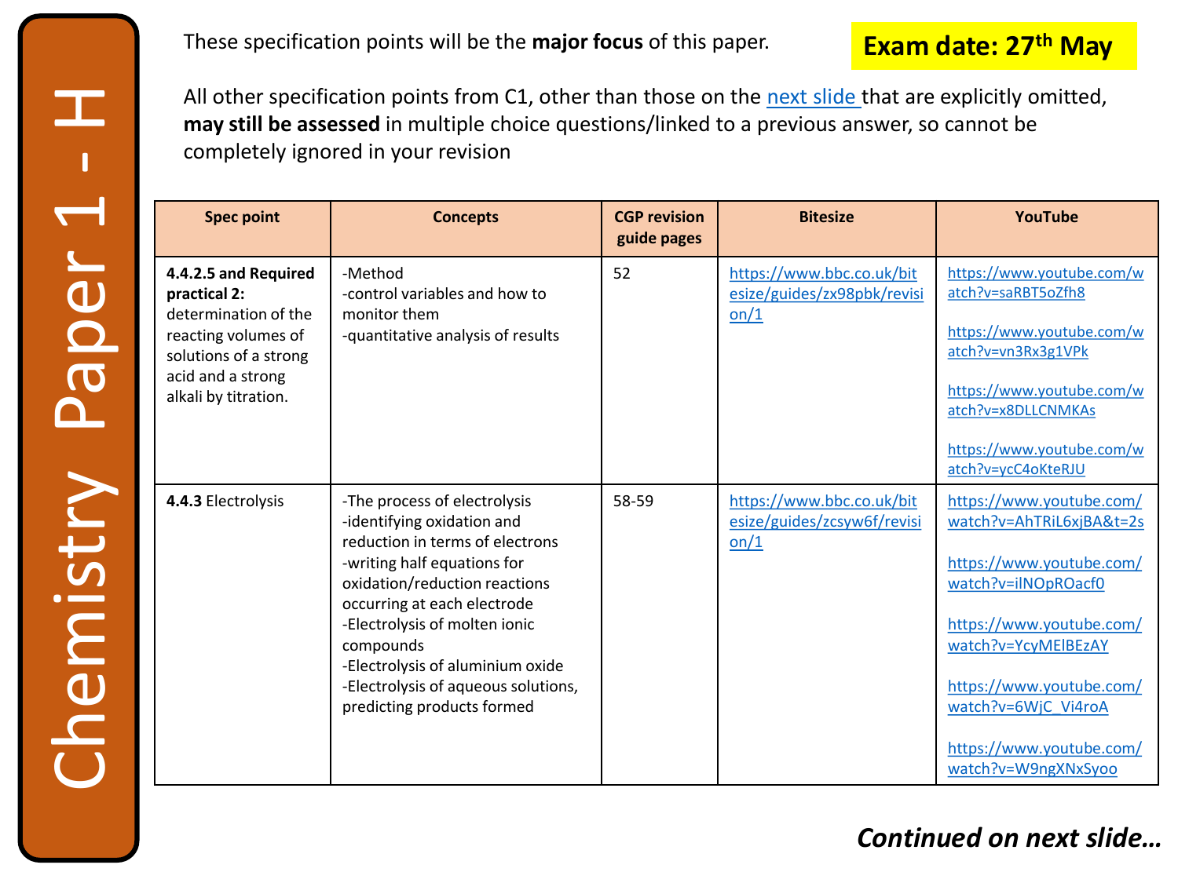# Chemistry Paper 1 - H

**Exam date: 27th May**

These specification points will be the **major focus** of this paper.

All other specification points from C1, other than those on the next slide that are explicitly omitted, **may still be assessed** in multiple choice questions/linked to a previous answer, so cannot be completely ignored in your revision

| Spec point | Concepts | CGP revision guide pages | Bitesize | YouTube |
|---|---|---|---|---|
| **4.4.2.5 and Required practical 2:** determination of the reacting volumes of solutions of a strong acid and a strong alkali by titration. | -Method<br>-control variables and how to monitor them<br>-quantitative analysis of results | 52 | https://www.bbc.co.uk/bitesize/guides/zx98pbk/revision/1 | https://www.youtube.com/watch?v=saRBT5oZfh8<br><br>https://www.youtube.com/watch?v=vn3Rx3g1VPk<br><br>https://www.youtube.com/watch?v=x8DLLCNMKAs<br><br>https://www.youtube.com/watch?v=ycC4oKteRJU |
| **4.4.3** Electrolysis | -The process of electrolysis<br>-identifying oxidation and reduction in terms of electrons<br>-writing half equations for oxidation/reduction reactions occurring at each electrode<br>-Electrolysis of molten ionic compounds<br>-Electrolysis of aluminium oxide<br>-Electrolysis of aqueous solutions, predicting products formed | 58-59 | https://www.bbc.co.uk/bitesize/guides/zcsyw6f/revision/1 | https://www.youtube.com/watch?v=AhTRiL6xjBA&t=2s<br><br>https://www.youtube.com/watch?v=ilNOpROacf0<br><br>https://www.youtube.com/watch?v=YcyMElBEzAY<br><br>https://www.youtube.com/watch?v=6WjC_Vi4roA<br><br>https://www.youtube.com/watch?v=W9ngXNxSyoo |

***Continued on next slide…***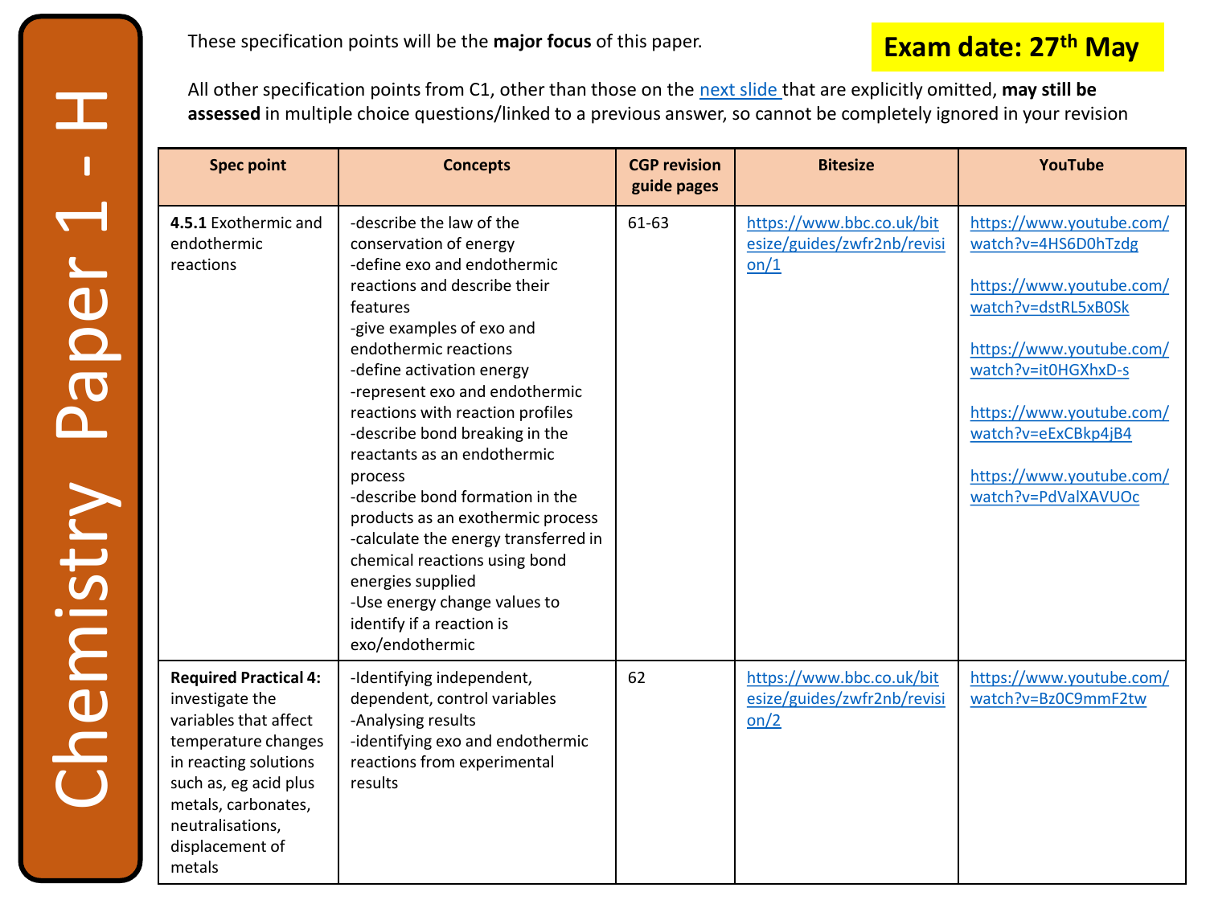# Chemistry Paper 1 - H

**Exam date: 27th May**

These specification points will be the **major focus** of this paper.

All other specification points from C1, other than those on the next slide that are explicitly omitted, **may still be assessed** in multiple choice questions/linked to a previous answer, so cannot be completely ignored in your revision

| Spec point | Concepts | CGP revision guide pages | Bitesize | YouTube |
|---|---|---|---|---|
| **4.5.1** Exothermic and endothermic reactions | -describe the law of the conservation of energy<br>-define exo and endothermic reactions and describe their features<br>-give examples of exo and endothermic reactions<br>-define activation energy<br>-represent exo and endothermic reactions with reaction profiles<br>-describe bond breaking in the reactants as an endothermic process<br>-describe bond formation in the products as an exothermic process<br>-calculate the energy transferred in chemical reactions using bond energies supplied<br>-Use energy change values to identify if a reaction is exo/endothermic | 61-63 | https://www.bbc.co.uk/bitesize/guides/zwfr2nb/revision/1 | https://www.youtube.com/watch?v=4HS6D0hTzdg<br><br>https://www.youtube.com/watch?v=dstRL5xB0Sk<br><br>https://www.youtube.com/watch?v=it0HGXhxD-s<br><br>https://www.youtube.com/watch?v=eExCBkp4jB4<br><br>https://www.youtube.com/watch?v=PdValXAVUOc |
| **Required Practical 4:** investigate the variables that affect temperature changes in reacting solutions such as, eg acid plus metals, carbonates, neutralisations, displacement of metals | -Identifying independent, dependent, control variables<br>-Analysing results<br>-identifying exo and endothermic reactions from experimental results | 62 | https://www.bbc.co.uk/bitesize/guides/zwfr2nb/revision/2 | https://www.youtube.com/watch?v=Bz0C9mmF2tw |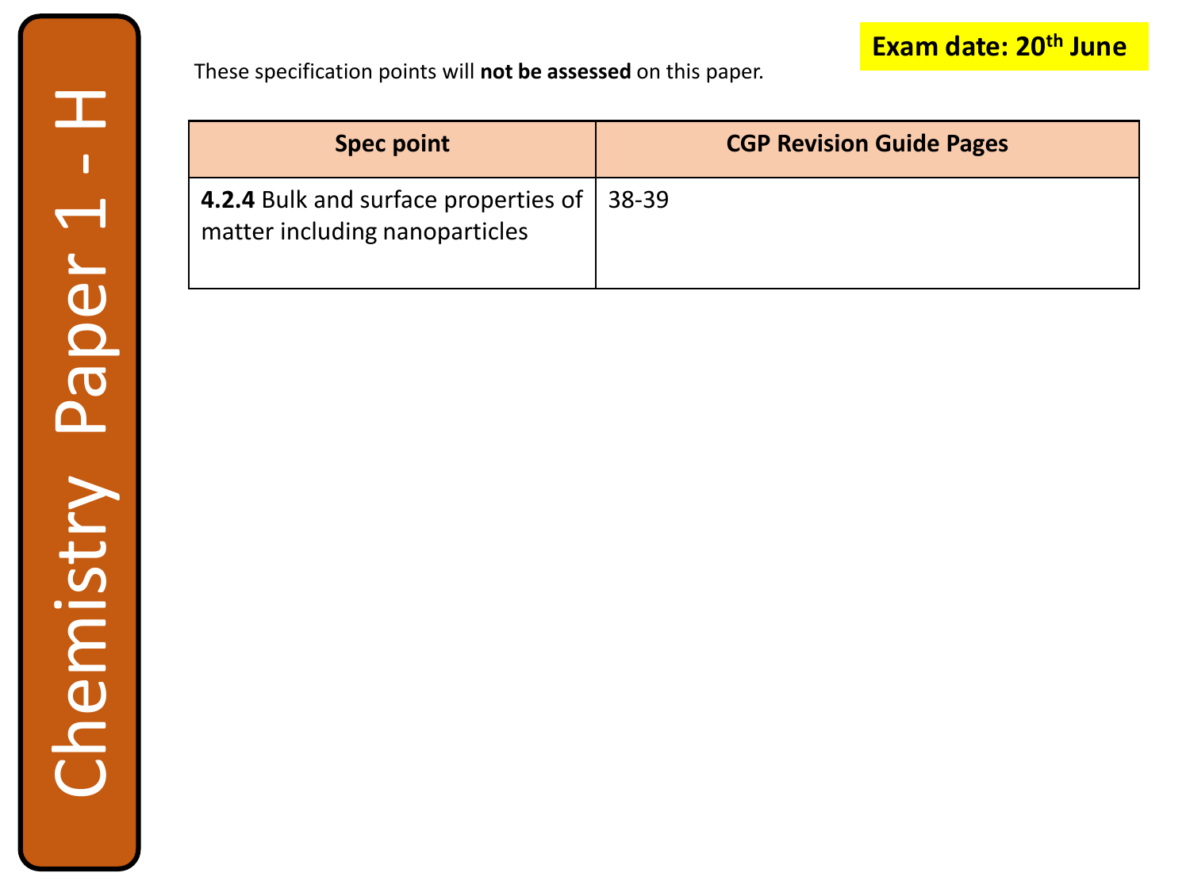# Chemistry Paper 1 - H

**Exam date: 20th June**

These specification points will **not be assessed** on this paper.

| Spec point | CGP Revision Guide Pages |
| --- | --- |
| **4.2.4** Bulk and surface properties of matter including nanoparticles | 38-39 |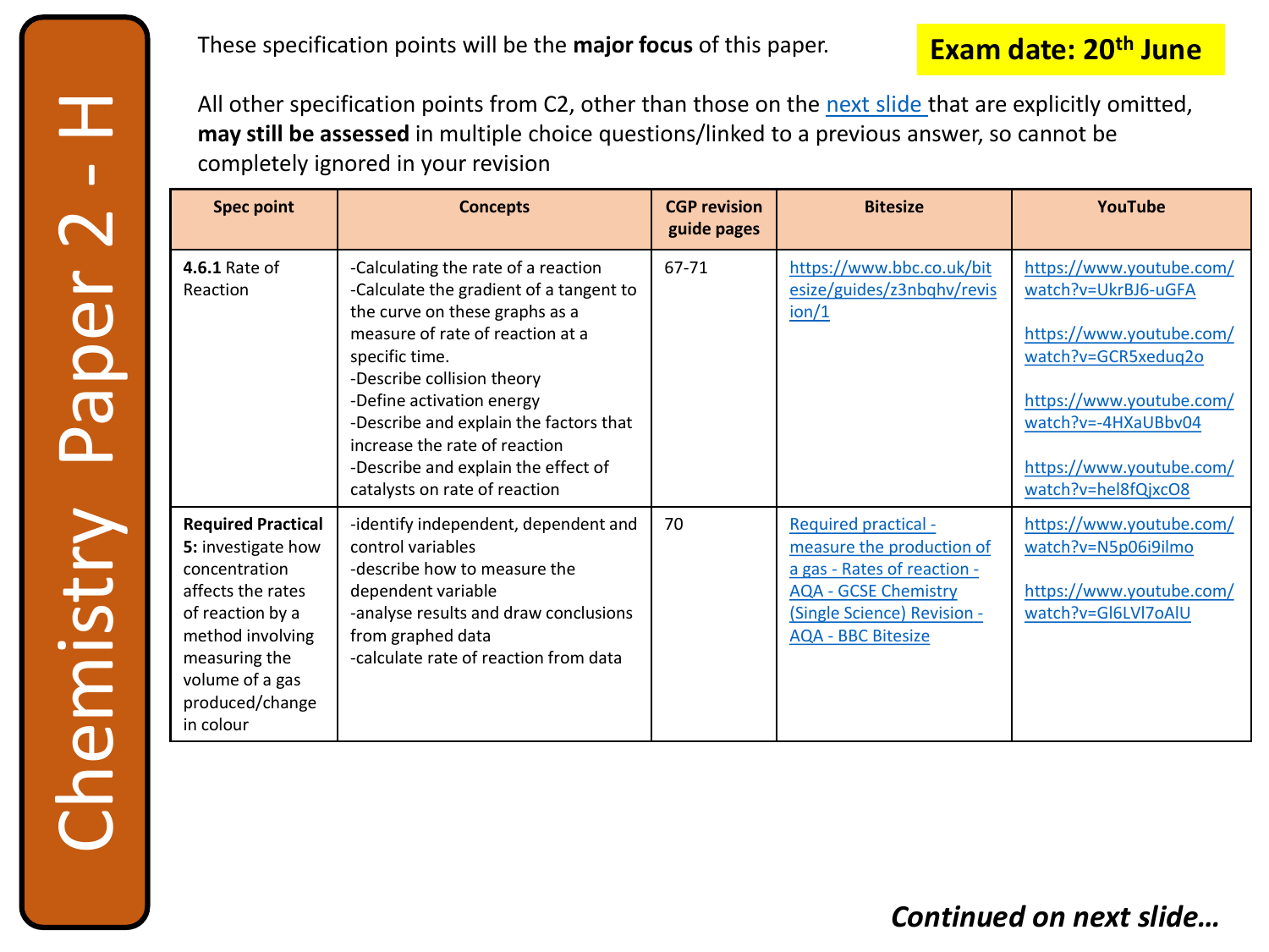# Chemistry Paper 2 - H

**Exam date: 20th June**

These specification points will be the **major focus** of this paper.

All other specification points from C2, other than those on the next slide that are explicitly omitted, **may still be assessed** in multiple choice questions/linked to a previous answer, so cannot be completely ignored in your revision

| Spec point | Concepts | CGP revision guide pages | Bitesize | YouTube |
|---|---|---|---|---|
| **4.6.1** Rate of Reaction | -Calculating the rate of a reaction<br>-Calculate the gradient of a tangent to the curve on these graphs as a measure of rate of reaction at a specific time.<br>-Describe collision theory<br>-Define activation energy<br>-Describe and explain the factors that increase the rate of reaction<br>-Describe and explain the effect of catalysts on rate of reaction | 67-71 | https://www.bbc.co.uk/bitesize/guides/z3nbqhv/revision/1 | https://www.youtube.com/watch?v=UkrBJ6-uGFA<br><br>https://www.youtube.com/watch?v=GCR5xeduq2o<br><br>https://www.youtube.com/watch?v=-4HXaUBbv04<br><br>https://www.youtube.com/watch?v=hel8fQjxcO8 |
| **Required Practical 5:** investigate how concentration affects the rates of reaction by a method involving measuring the volume of a gas produced/change in colour | -identify independent, dependent and control variables<br>-describe how to measure the dependent variable<br>-analyse results and draw conclusions from graphed data<br>-calculate rate of reaction from data | 70 | Required practical - measure the production of a gas - Rates of reaction - AQA - GCSE Chemistry (Single Science) Revision - AQA - BBC Bitesize | https://www.youtube.com/watch?v=N5p06i9ilmo<br><br>https://www.youtube.com/watch?v=Gl6LVl7oAlU |

***Continued on next slide…***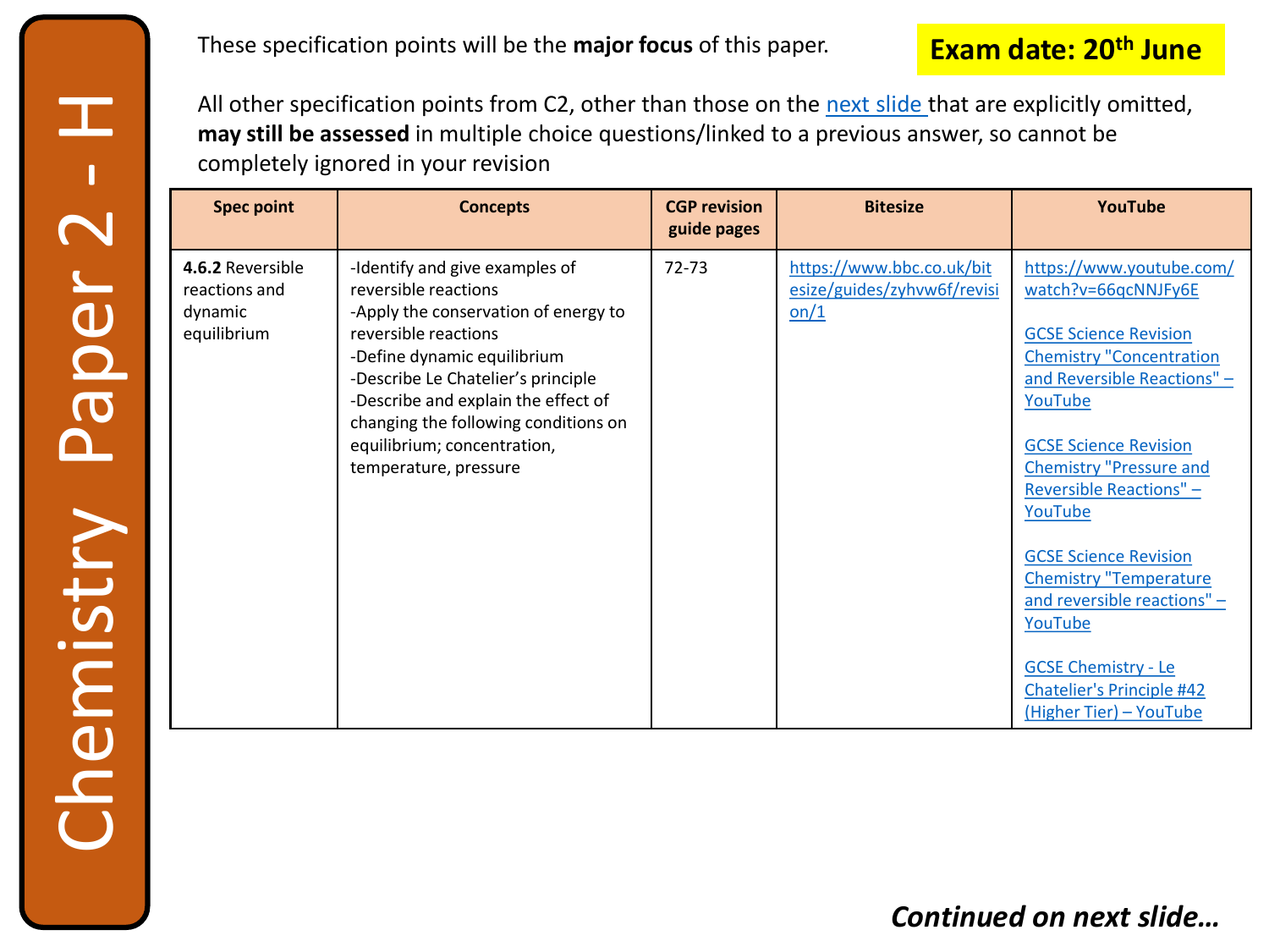# Chemistry Paper 2 - H

These specification points will be the **major focus** of this paper.

**Exam date: 20th June**

All other specification points from C2, other than those on the next slide that are explicitly omitted, **may still be assessed** in multiple choice questions/linked to a previous answer, so cannot be completely ignored in your revision

| Spec point | Concepts | CGP revision guide pages | Bitesize | YouTube |
| --- | --- | --- | --- | --- |
| **4.6.2** Reversible reactions and dynamic equilibrium | -Identify and give examples of reversible reactions<br>-Apply the conservation of energy to reversible reactions<br>-Define dynamic equilibrium<br>-Describe Le Chatelier's principle<br>-Describe and explain the effect of changing the following conditions on equilibrium; concentration, temperature, pressure | 72-73 | https://www.bbc.co.uk/bitesize/guides/zyhvw6f/revision/1 | https://www.youtube.com/watch?v=66qcNNJFy6E<br><br>GCSE Science Revision Chemistry "Concentration and Reversible Reactions" – YouTube<br><br>GCSE Science Revision Chemistry "Pressure and Reversible Reactions" – YouTube<br><br>GCSE Science Revision Chemistry "Temperature and reversible reactions" – YouTube<br><br>GCSE Chemistry - Le Chatelier's Principle #42 (Higher Tier) – YouTube |

***Continued on next slide…***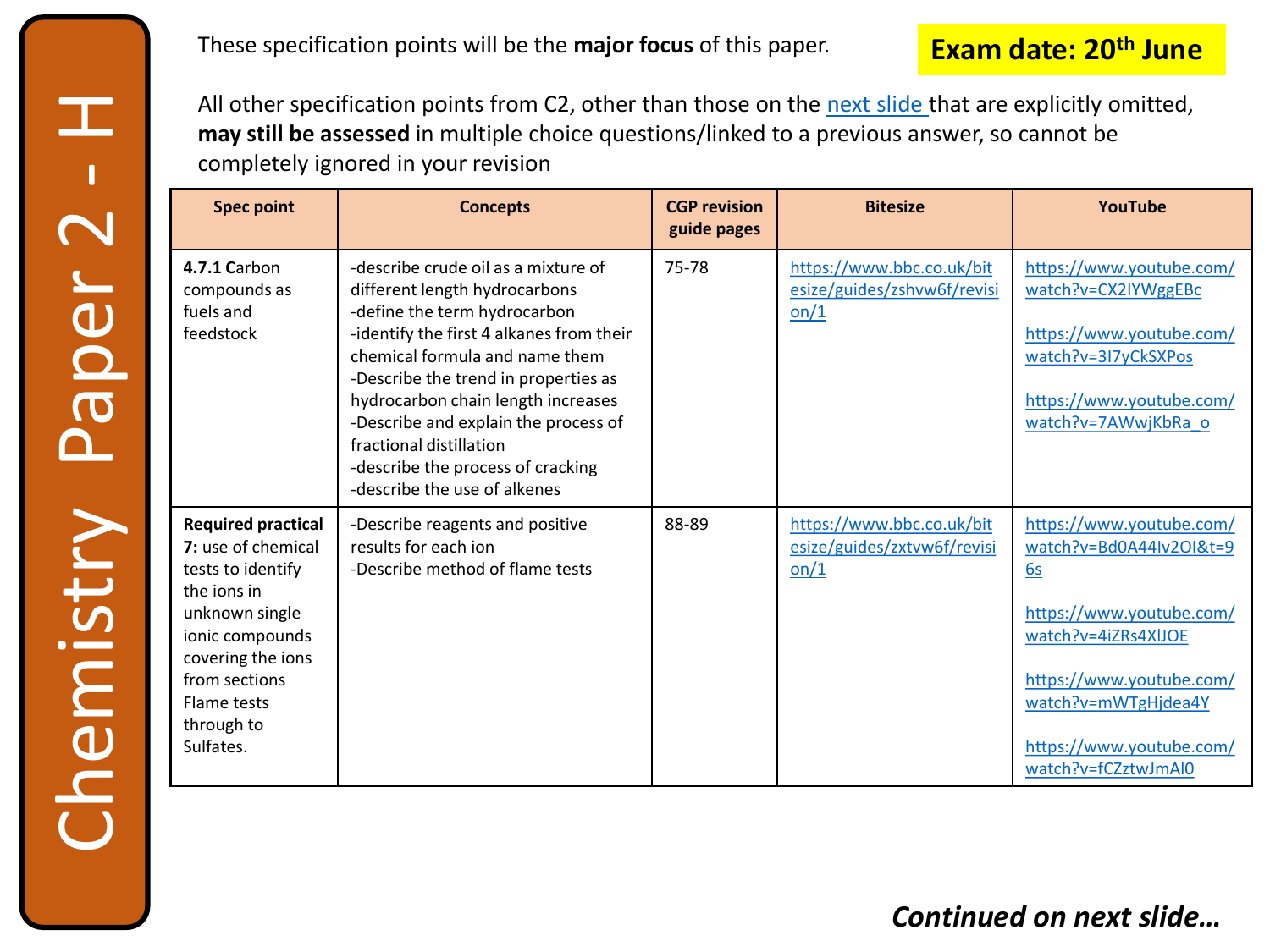# Chemistry Paper 2 - H

These specification points will be the **major focus** of this paper.

**Exam date: 20th June**

All other specification points from C2, other than those on the next slide that are explicitly omitted, **may still be assessed** in multiple choice questions/linked to a previous answer, so cannot be completely ignored in your revision

| Spec point | Concepts | CGP revision guide pages | Bitesize | YouTube |
|---|---|---|---|---|
| **4.7.1 C**arbon compounds as fuels and feedstock | -describe crude oil as a mixture of different length hydrocarbons<br>-define the term hydrocarbon<br>-identify the first 4 alkanes from their chemical formula and name them<br>-Describe the trend in properties as hydrocarbon chain length increases<br>-Describe and explain the process of fractional distillation<br>-describe the process of cracking<br>-describe the use of alkenes | 75-78 | https://www.bbc.co.uk/bitesize/guides/zshvw6f/revision/1 | https://www.youtube.com/watch?v=CX2IYWggEBc<br><br>https://www.youtube.com/watch?v=3I7yCkSXPos<br><br>https://www.youtube.com/watch?v=7AWwjKbRa_o |
| **Required practical 7:** use of chemical tests to identify the ions in unknown single ionic compounds covering the ions from sections Flame tests through to Sulfates. | -Describe reagents and positive results for each ion<br>-Describe method of flame tests | 88-89 | https://www.bbc.co.uk/bitesize/guides/zxtvw6f/revision/1 | https://www.youtube.com/watch?v=Bd0A44Iv2OI&t=96s<br><br>https://www.youtube.com/watch?v=4iZRs4XlJOE<br><br>https://www.youtube.com/watch?v=mWTgHjdea4Y<br><br>https://www.youtube.com/watch?v=fCZztwJmAl0 |

***Continued on next slide…***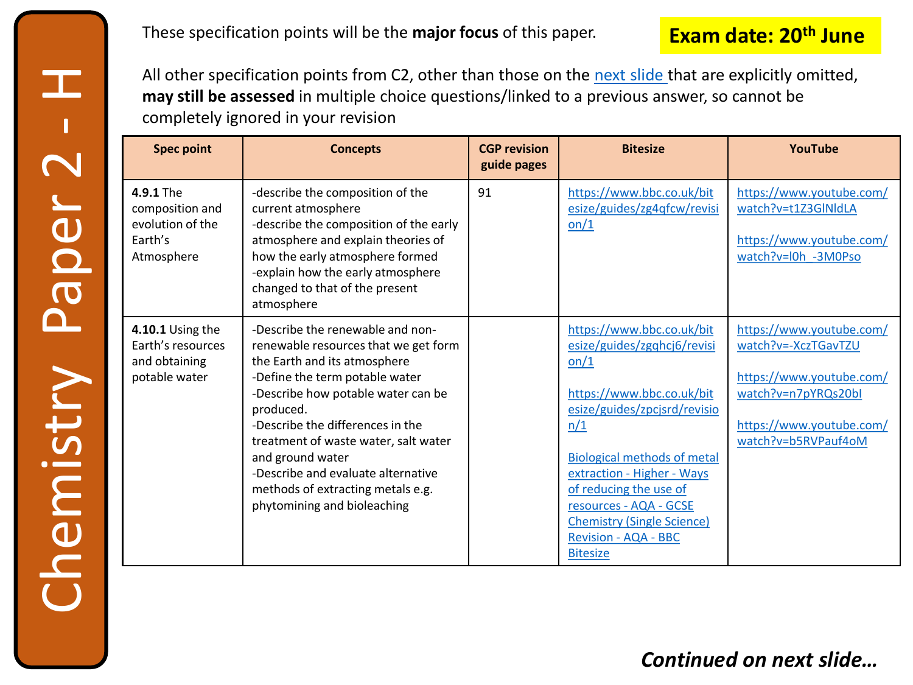# Chemistry Paper 2 - H

**Exam date: 20th June**

These specification points will be the **major focus** of this paper.

All other specification points from C2, other than those on the [next slide](#) that are explicitly omitted, **may still be assessed** in multiple choice questions/linked to a previous answer, so cannot be completely ignored in your revision

| Spec point | Concepts | CGP revision guide pages | Bitesize | YouTube |
| --- | --- | --- | --- | --- |
| **4.9.1** The composition and evolution of the Earth's Atmosphere | -describe the composition of the current atmosphere<br>-describe the composition of the early atmosphere and explain theories of how the early atmosphere formed<br>-explain how the early atmosphere changed to that of the present atmosphere | 91 | https://www.bbc.co.uk/bitesize/guides/zg4qfcw/revision/1 | https://www.youtube.com/watch?v=t1Z3GlNldLA<br><br>https://www.youtube.com/watch?v=l0h_-3M0Pso |
| **4.10.1** Using the Earth's resources and obtaining potable water | -Describe the renewable and non-renewable resources that we get form the Earth and its atmosphere<br>-Define the term potable water<br>-Describe how potable water can be produced.<br>-Describe the differences in the treatment of waste water, salt water and ground water<br>-Describe and evaluate alternative methods of extracting metals e.g. phytomining and bioleaching | | https://www.bbc.co.uk/bitesize/guides/zgqhcj6/revision/1<br><br>https://www.bbc.co.uk/bitesize/guides/zpcjsrd/revision/1<br><br>Biological methods of metal extraction - Higher - Ways of reducing the use of resources - AQA - GCSE Chemistry (Single Science) Revision - AQA - BBC Bitesize | https://www.youtube.com/watch?v=-XczTGavTZU<br><br>https://www.youtube.com/watch?v=n7pYRQs20bI<br><br>https://www.youtube.com/watch?v=b5RVPauf4oM |

***Continued on next slide…***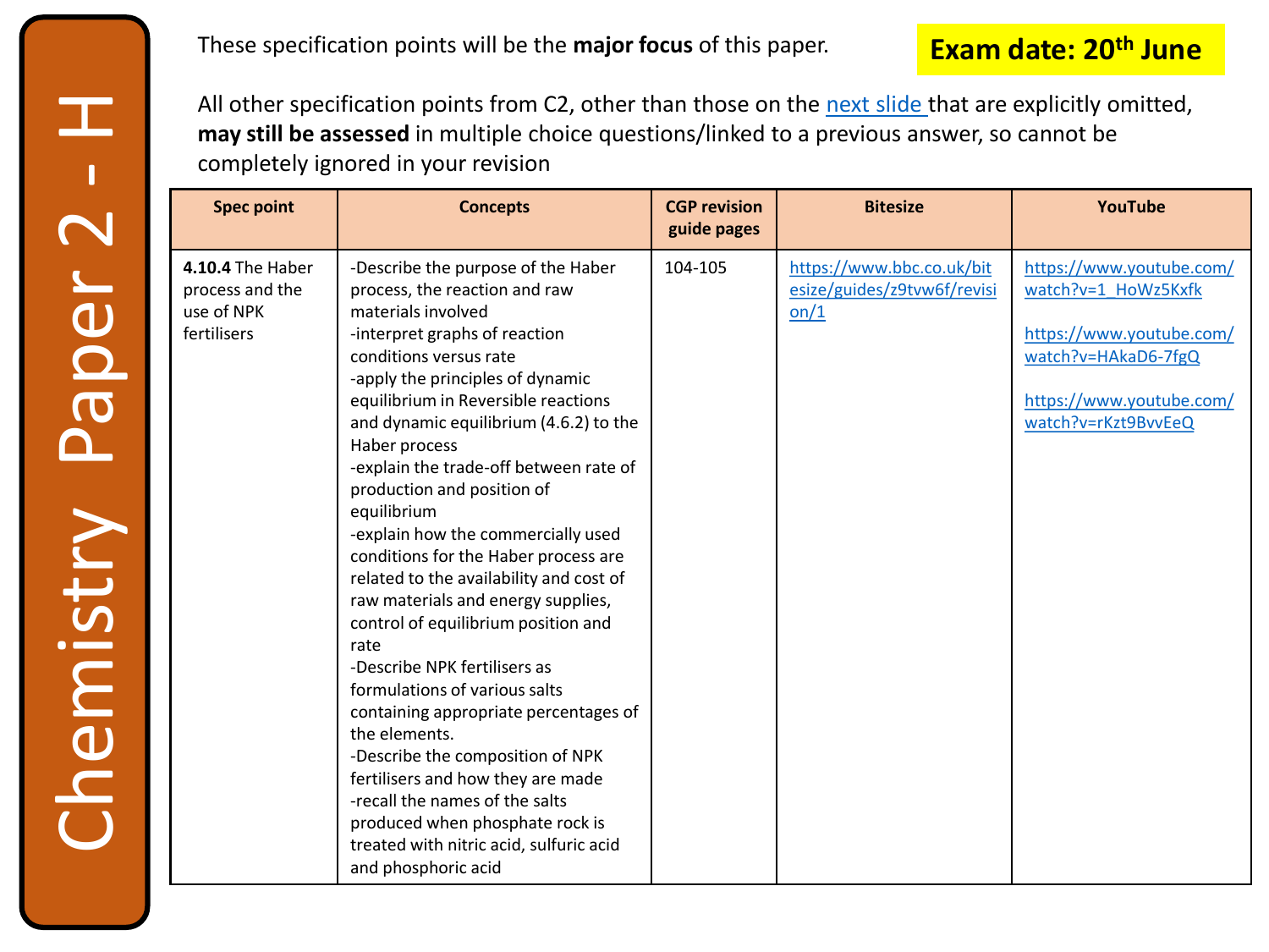# Chemistry Paper 2 - H

These specification points will be the **major focus** of this paper.

**Exam date: 20th June**

All other specification points from C2, other than those on the next slide that are explicitly omitted, **may still be assessed** in multiple choice questions/linked to a previous answer, so cannot be completely ignored in your revision

| Spec point | Concepts | CGP revision guide pages | Bitesize | YouTube |
| --- | --- | --- | --- | --- |
| **4.10.4** The Haber process and the use of NPK fertilisers | -Describe the purpose of the Haber process, the reaction and raw materials involved<br>-interpret graphs of reaction conditions versus rate<br>-apply the principles of dynamic equilibrium in Reversible reactions and dynamic equilibrium (4.6.2) to the Haber process<br>-explain the trade-off between rate of production and position of equilibrium<br>-explain how the commercially used conditions for the Haber process are related to the availability and cost of raw materials and energy supplies, control of equilibrium position and rate<br>-Describe NPK fertilisers as formulations of various salts containing appropriate percentages of the elements.<br>-Describe the composition of NPK fertilisers and how they are made<br>-recall the names of the salts produced when phosphate rock is treated with nitric acid, sulfuric acid and phosphoric acid | 104-105 | https://www.bbc.co.uk/bitesize/guides/z9tvw6f/revision/1 | https://www.youtube.com/watch?v=1_HoWz5Kxfk<br><br>https://www.youtube.com/watch?v=HAkaD6-7fgQ<br><br>https://www.youtube.com/watch?v=rKzt9BvvEeQ |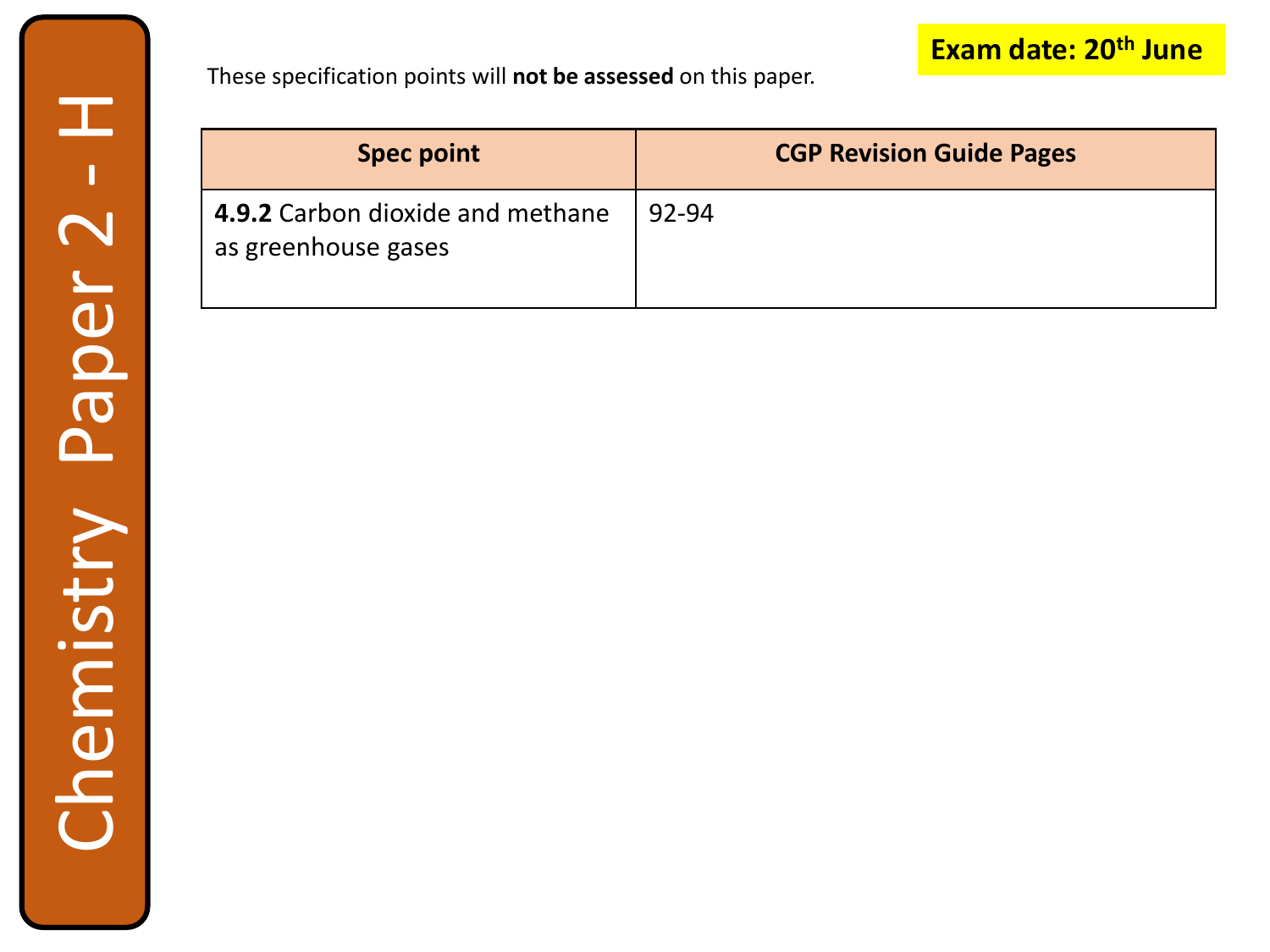# Chemistry Paper 2 - H

**Exam date: 20th June**

These specification points will **not be assessed** on this paper.

| Spec point | CGP Revision Guide Pages |
| --- | --- |
| **4.9.2** Carbon dioxide and methane as greenhouse gases | 92-94 |